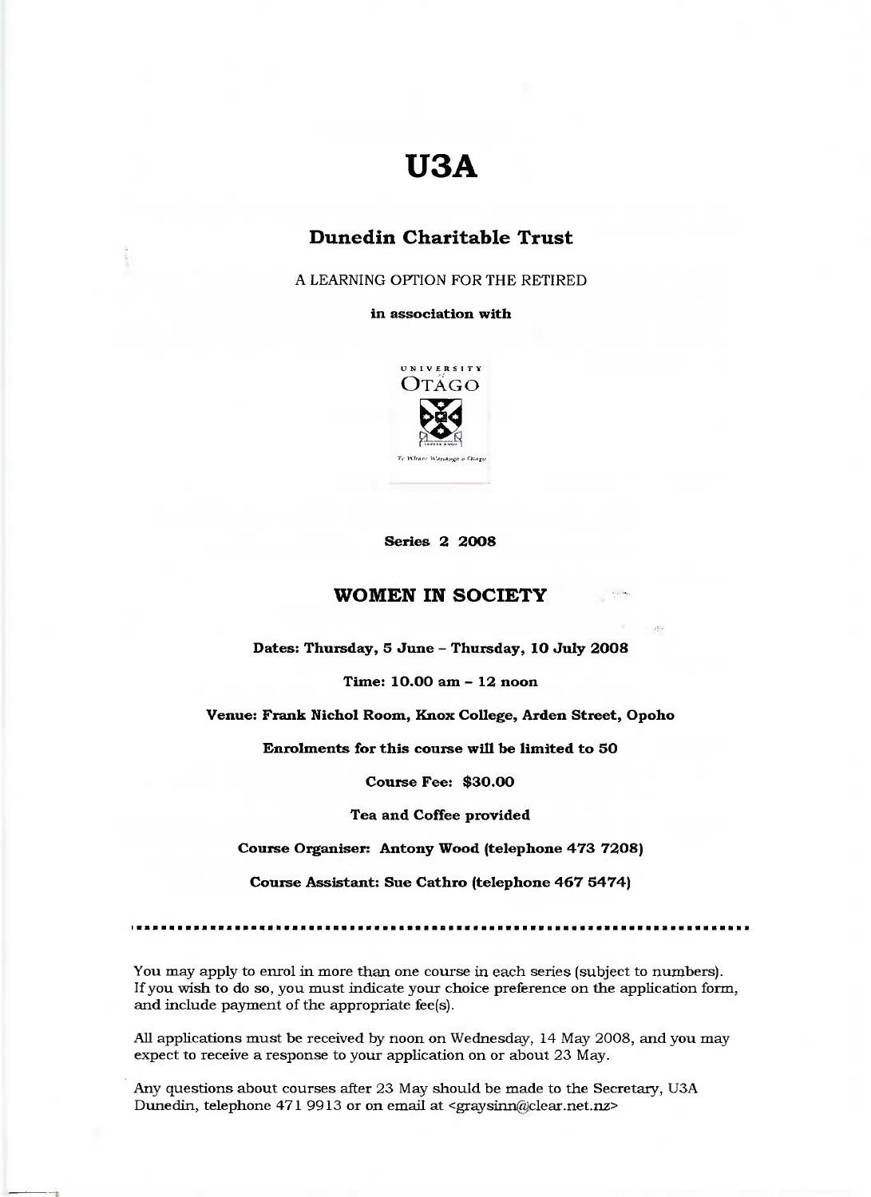# U3A

## Dunedin Charitable Trust

A LEARNING OPTION FOR THE RETIRED

**in association with**

UNIVERSITY of OTAGO

*Te Whare Wānanga o Otāgo*

**Series 2 2008**

## WOMEN IN SOCIETY

**Dates: Thursday, 5 June – Thursday, 10 July 2008**

**Time: 10.00 am – 12 noon**

**Venue: Frank Nichol Room, Knox College, Arden Street, Opoho**

**Enrolments for this course will be limited to 50**

**Course Fee: $30.00**

**Tea and Coffee provided**

**Course Organiser: Antony Wood (telephone 473 7208)**

**Course Assistant: Sue Cathro (telephone 467 5474)**

---

You may apply to enrol in more than one course in each series (subject to numbers). If you wish to do so, you must indicate your choice preference on the application form, and include payment of the appropriate fee(s).

All applications must be received by noon on Wednesday, 14 May 2008, and you may expect to receive a response to your application on or about 23 May.

Any questions about courses after 23 May should be made to the Secretary, U3A Dunedin, telephone 471 9913 or on email at <graysinn@clear.net.nz>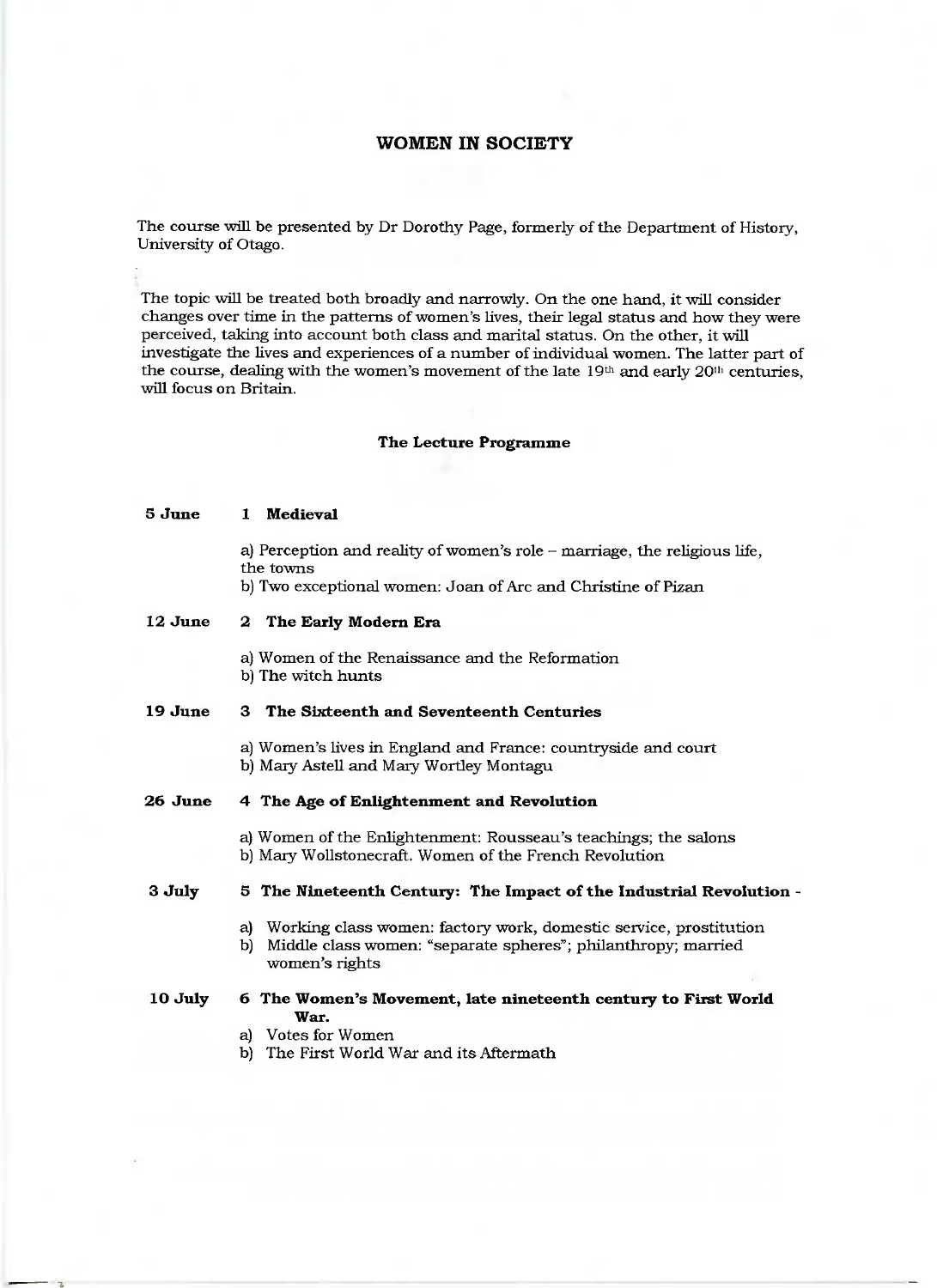# WOMEN IN SOCIETY

The course will be presented by Dr Dorothy Page, formerly of the Department of History, University of Otago.

The topic will be treated both broadly and narrowly. On the one hand, it will consider changes over time in the patterns of women's lives, their legal status and how they were perceived, taking into account both class and marital status. On the other, it will investigate the lives and experiences of a number of individual women. The latter part of the course, dealing with the women's movement of the late 19th and early 20th centuries, will focus on Britain.

## The Lecture Programme

**5 June** — **1 Medieval**

a) Perception and reality of women's role – marriage, the religious life, the towns
b) Two exceptional women: Joan of Arc and Christine of Pizan

**12 June** — **2 The Early Modern Era**

a) Women of the Renaissance and the Reformation
b) The witch hunts

**19 June** — **3 The Sixteenth and Seventeenth Centuries**

a) Women's lives in England and France: countryside and court
b) Mary Astell and Mary Wortley Montagu

**26 June** — **4 The Age of Enlightenment and Revolution**

a) Women of the Enlightenment: Rousseau's teachings; the salons
b) Mary Wollstonecraft. Women of the French Revolution

**3 July** — **5 The Nineteenth Century: The Impact of the Industrial Revolution -**

a) Working class women: factory work, domestic service, prostitution
b) Middle class women: "separate spheres"; philanthropy; married women's rights

**10 July** — **6 The Women's Movement, late nineteenth century to First World War.**

a) Votes for Women
b) The First World War and its Aftermath